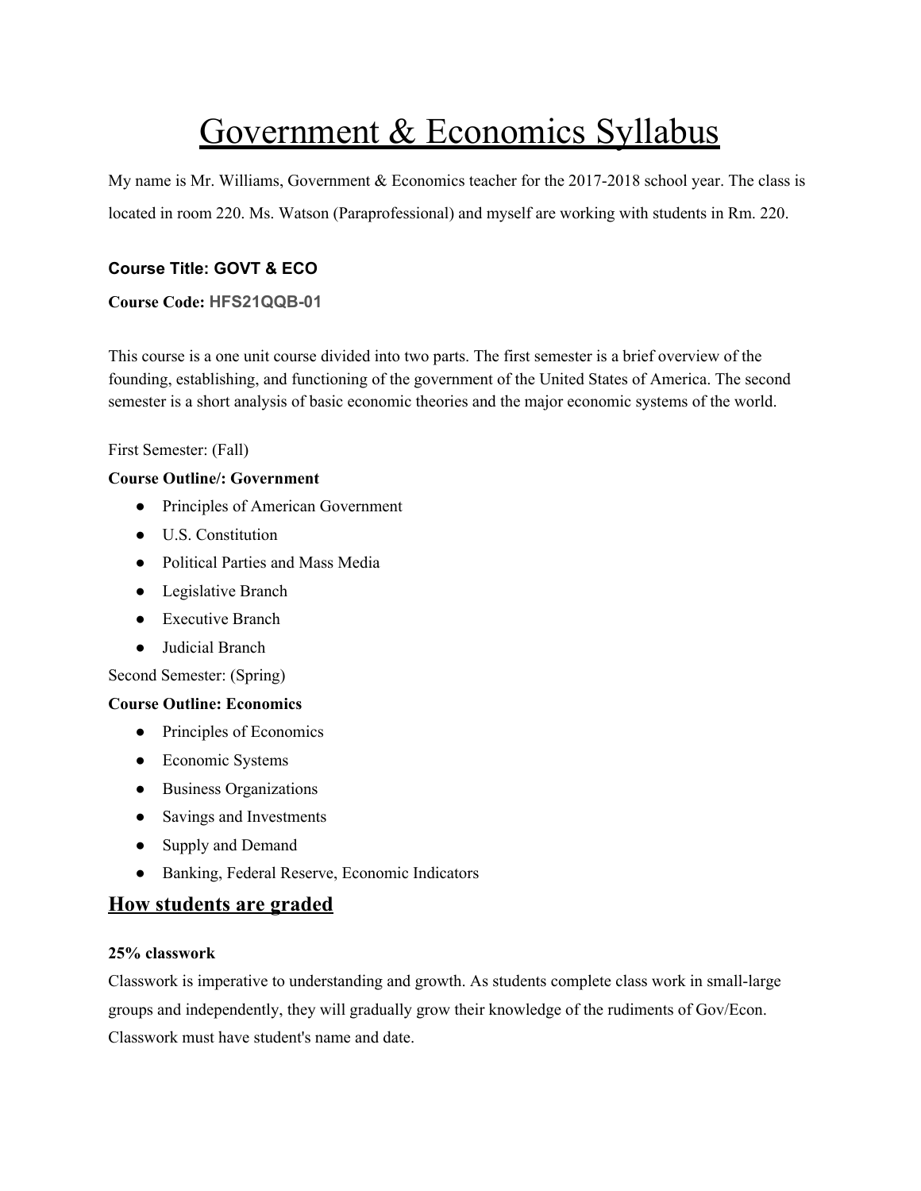# Government & Economics Syllabus

My name is Mr. Williams, Government & Economics teacher for the 2017-2018 school year. The class is located in room 220. Ms. Watson (Paraprofessional) and myself are working with students in Rm. 220.

**Course Title: GOVT & ECO**

**Course Code: HFS21QQB-01**

This course is a one unit course divided into two parts. The first semester is a brief overview of the founding, establishing, and functioning of the government of the United States of America. The second semester is a short analysis of basic economic theories and the major economic systems of the world.

First Semester: (Fall)

**Course Outline/: Government**

- Principles of American Government
- U.S. Constitution
- Political Parties and Mass Media
- Legislative Branch
- Executive Branch
- Judicial Branch

Second Semester: (Spring)

**Course Outline: Economics**

- Principles of Economics
- Economic Systems
- Business Organizations
- Savings and Investments
- Supply and Demand
- Banking, Federal Reserve, Economic Indicators

## How students are graded

**25% classwork**

Classwork is imperative to understanding and growth. As students complete class work in small-large groups and independently, they will gradually grow their knowledge of the rudiments of Gov/Econ. Classwork must have student's name and date.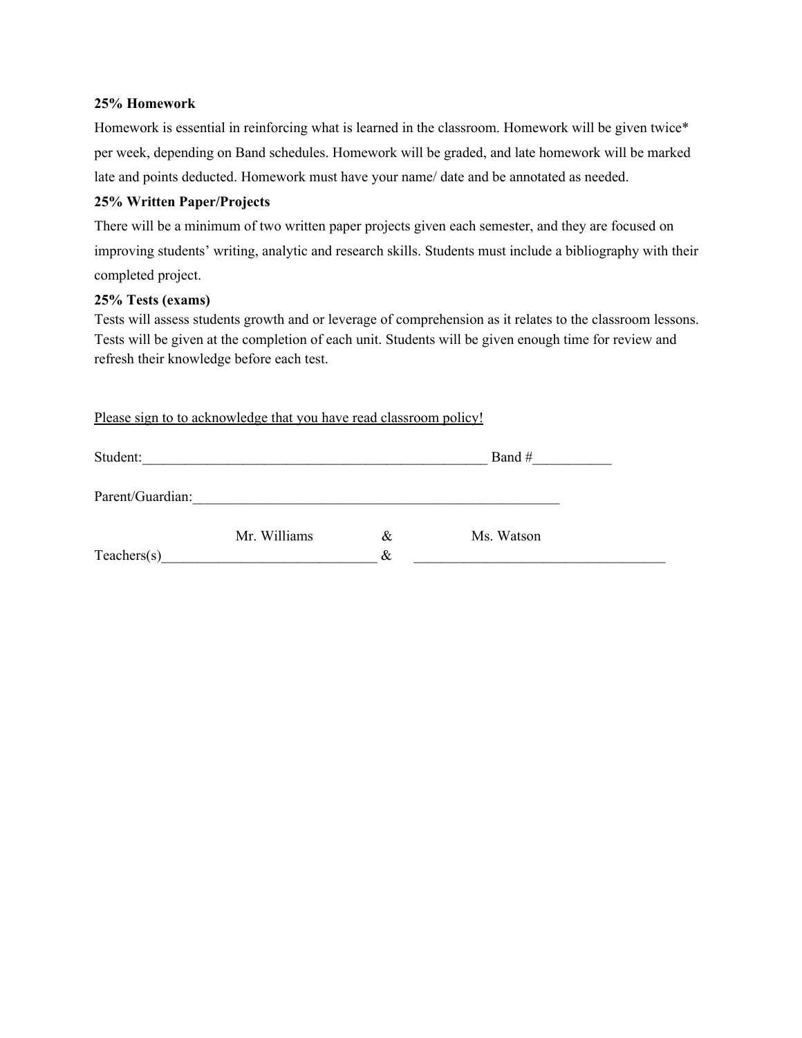**25% Homework**

Homework is essential in reinforcing what is learned in the classroom. Homework will be given twice* per week, depending on Band schedules. Homework will be graded, and late homework will be marked late and points deducted. Homework must have your name/ date and be annotated as needed.

**25% Written Paper/Projects**

There will be a minimum of two written paper projects given each semester, and they are focused on improving students' writing, analytic and research skills. Students must include a bibliography with their completed project.

**25% Tests (exams)**

Tests will assess students growth and or leverage of comprehension as it relates to the classroom lessons. Tests will be given at the completion of each unit. Students will be given enough time for review and refresh their knowledge before each test.

<u>Please sign to to acknowledge that you have read classroom policy!</u>

Student:_________________________________________________ Band #___________

Parent/Guardian:_____________________________________________________

Mr. Williams & Ms. Watson

Teachers(s)______________________________ & ___________________________________